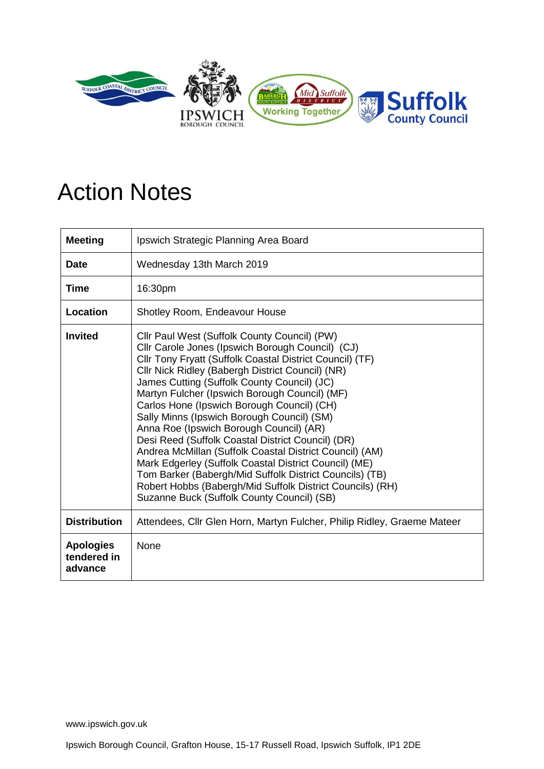# Action Notes

| | |
|---|---|
| **Meeting** | Ipswich Strategic Planning Area Board |
| **Date** | Wednesday 13th March 2019 |
| **Time** | 16:30pm |
| **Location** | Shotley Room, Endeavour House |
| **Invited** | Cllr Paul West (Suffolk County Council) (PW)<br>Cllr Carole Jones (Ipswich Borough Council) (CJ)<br>Cllr Tony Fryatt (Suffolk Coastal District Council) (TF)<br>Cllr Nick Ridley (Babergh District Council) (NR)<br>James Cutting (Suffolk County Council) (JC)<br>Martyn Fulcher (Ipswich Borough Council) (MF)<br>Carlos Hone (Ipswich Borough Council) (CH)<br>Sally Minns (Ipswich Borough Council) (SM)<br>Anna Roe (Ipswich Borough Council) (AR)<br>Desi Reed (Suffolk Coastal District Council) (DR)<br>Andrea McMillan (Suffolk Coastal District Council) (AM)<br>Mark Edgerley (Suffolk Coastal District Council) (ME)<br>Tom Barker (Babergh/Mid Suffolk District Councils) (TB)<br>Robert Hobbs (Babergh/Mid Suffolk District Councils) (RH)<br>Suzanne Buck (Suffolk County Council) (SB) |
| **Distribution** | Attendees, Cllr Glen Horn, Martyn Fulcher, Philip Ridley, Graeme Mateer |
| **Apologies tendered in advance** | None |

www.ipswich.gov.uk

Ipswich Borough Council, Grafton House, 15-17 Russell Road, Ipswich Suffolk, IP1 2DE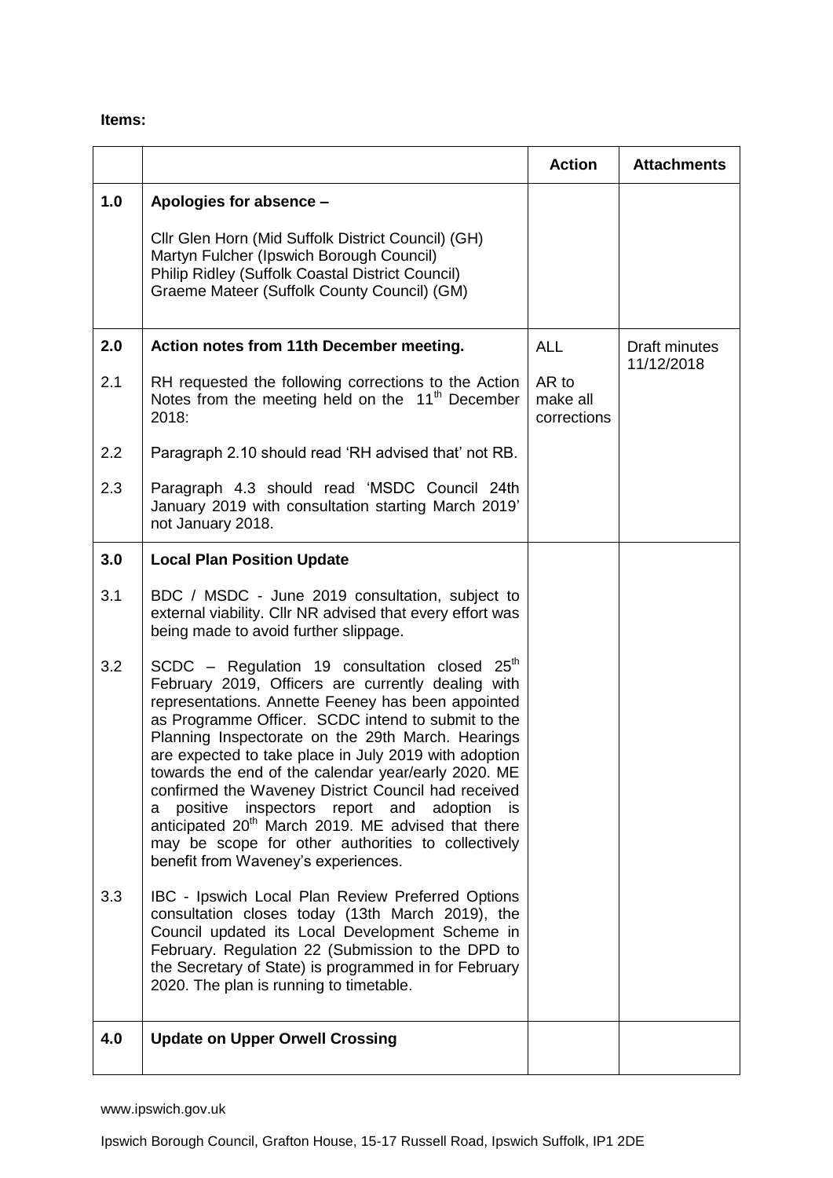**Items:**

| | | Action | Attachments |
|---|---|---|---|
| 1.0 | **Apologies for absence –**<br><br>Cllr Glen Horn (Mid Suffolk District Council) (GH)<br>Martyn Fulcher (Ipswich Borough Council)<br>Philip Ridley (Suffolk Coastal District Council)<br>Graeme Mateer (Suffolk County Council) (GM) | | |
| 2.0 | **Action notes from 11th December meeting.** | ALL | Draft minutes 11/12/2018 |
| 2.1 | RH requested the following corrections to the Action Notes from the meeting held on the 11th December 2018: | AR to make all corrections | |
| 2.2 | Paragraph 2.10 should read 'RH advised that' not RB. | | |
| 2.3 | Paragraph 4.3 should read 'MSDC Council 24th January 2019 with consultation starting March 2019' not January 2018. | | |
| 3.0 | **Local Plan Position Update** | | |
| 3.1 | BDC / MSDC - June 2019 consultation, subject to external viability. Cllr NR advised that every effort was being made to avoid further slippage. | | |
| 3.2 | SCDC – Regulation 19 consultation closed 25th February 2019, Officers are currently dealing with representations. Annette Feeney has been appointed as Programme Officer. SCDC intend to submit to the Planning Inspectorate on the 29th March. Hearings are expected to take place in July 2019 with adoption towards the end of the calendar year/early 2020. ME confirmed the Waveney District Council had received a positive inspectors report and adoption is anticipated 20th March 2019. ME advised that there may be scope for other authorities to collectively benefit from Waveney's experiences. | | |
| 3.3 | IBC - Ipswich Local Plan Review Preferred Options consultation closes today (13th March 2019), the Council updated its Local Development Scheme in February. Regulation 22 (Submission to the DPD to the Secretary of State) is programmed in for February 2020. The plan is running to timetable. | | |
| 4.0 | **Update on Upper Orwell Crossing** | | |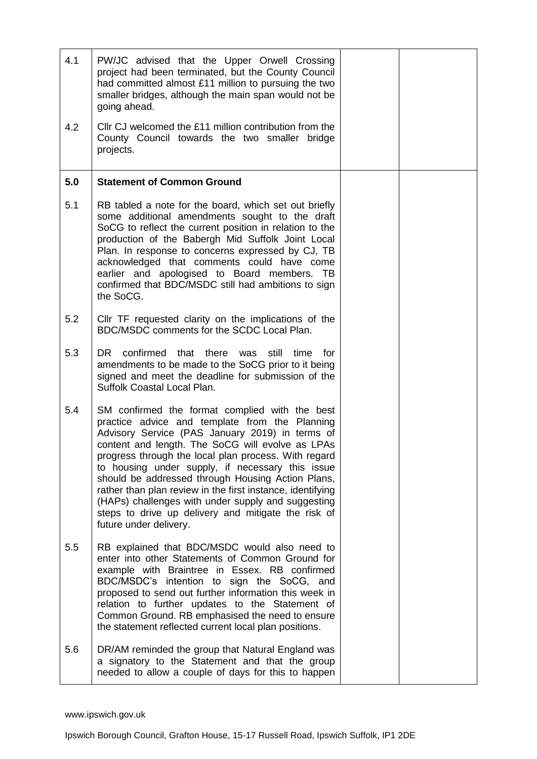| | | | |
|---|---|---|---|
| 4.1 | PW/JC advised that the Upper Orwell Crossing project had been terminated, but the County Council had committed almost £11 million to pursuing the two smaller bridges, although the main span would not be going ahead. | | |
| 4.2 | Cllr CJ welcomed the £11 million contribution from the County Council towards the two smaller bridge projects. | | |
| **5.0** | **Statement of Common Ground** | | |
| 5.1 | RB tabled a note for the board, which set out briefly some additional amendments sought to the draft SoCG to reflect the current position in relation to the production of the Babergh Mid Suffolk Joint Local Plan. In response to concerns expressed by CJ, TB acknowledged that comments could have come earlier and apologised to Board members. TB confirmed that BDC/MSDC still had ambitions to sign the SoCG. | | |
| 5.2 | Cllr TF requested clarity on the implications of the BDC/MSDC comments for the SCDC Local Plan. | | |
| 5.3 | DR confirmed that there was still time for amendments to be made to the SoCG prior to it being signed and meet the deadline for submission of the Suffolk Coastal Local Plan. | | |
| 5.4 | SM confirmed the format complied with the best practice advice and template from the Planning Advisory Service (PAS January 2019) in terms of content and length. The SoCG will evolve as LPAs progress through the local plan process. With regard to housing under supply, if necessary this issue should be addressed through Housing Action Plans, rather than plan review in the first instance, identifying (HAPs) challenges with under supply and suggesting steps to drive up delivery and mitigate the risk of future under delivery. | | |
| 5.5 | RB explained that BDC/MSDC would also need to enter into other Statements of Common Ground for example with Braintree in Essex. RB confirmed BDC/MSDC's intention to sign the SoCG, and proposed to send out further information this week in relation to further updates to the Statement of Common Ground. RB emphasised the need to ensure the statement reflected current local plan positions. | | |
| 5.6 | DR/AM reminded the group that Natural England was a signatory to the Statement and that the group needed to allow a couple of days for this to happen | | |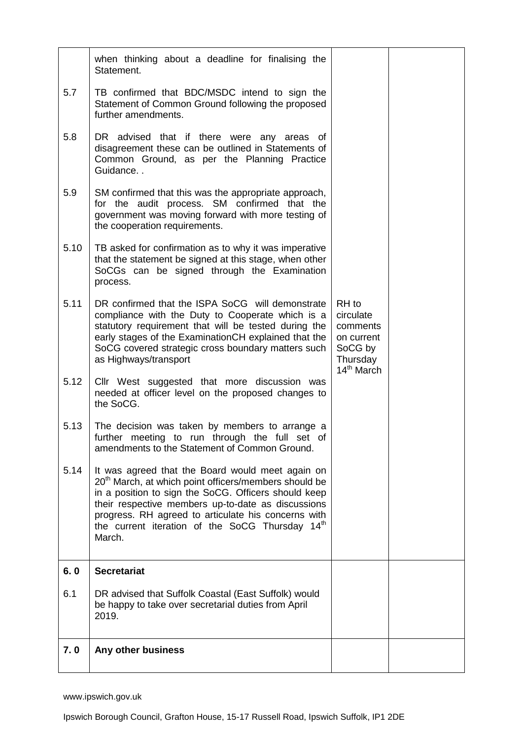| | | | |
|---|---|---|---|
| | when thinking about a deadline for finalising the Statement. | | |
| 5.7 | TB confirmed that BDC/MSDC intend to sign the Statement of Common Ground following the proposed further amendments. | | |
| 5.8 | DR advised that if there were any areas of disagreement these can be outlined in Statements of Common Ground, as per the Planning Practice Guidance. . | | |
| 5.9 | SM confirmed that this was the appropriate approach, for the audit process. SM confirmed that the government was moving forward with more testing of the cooperation requirements. | | |
| 5.10 | TB asked for confirmation as to why it was imperative that the statement be signed at this stage, when other SoCGs can be signed through the Examination process. | | |
| 5.11 | DR confirmed that the ISPA SoCG will demonstrate compliance with the Duty to Cooperate which is a statutory requirement that will be tested during the early stages of the ExaminationCH explained that the SoCG covered strategic cross boundary matters such as Highways/transport | RH to circulate comments on current SoCG by Thursday 14th March | |
| 5.12 | Cllr West suggested that more discussion was needed at officer level on the proposed changes to the SoCG. | | |
| 5.13 | The decision was taken by members to arrange a further meeting to run through the full set of amendments to the Statement of Common Ground. | | |
| 5.14 | It was agreed that the Board would meet again on 20th March, at which point officers/members should be in a position to sign the SoCG. Officers should keep their respective members up-to-date as discussions progress. RH agreed to articulate his concerns with the current iteration of the SoCG Thursday 14th March. | | |
| **6. 0** | **Secretariat** | | |
| 6.1 | DR advised that Suffolk Coastal (East Suffolk) would be happy to take over secretarial duties from April 2019. | | |
| **7. 0** | **Any other business** | | |

www.ipswich.gov.uk

Ipswich Borough Council, Grafton House, 15-17 Russell Road, Ipswich Suffolk, IP1 2DE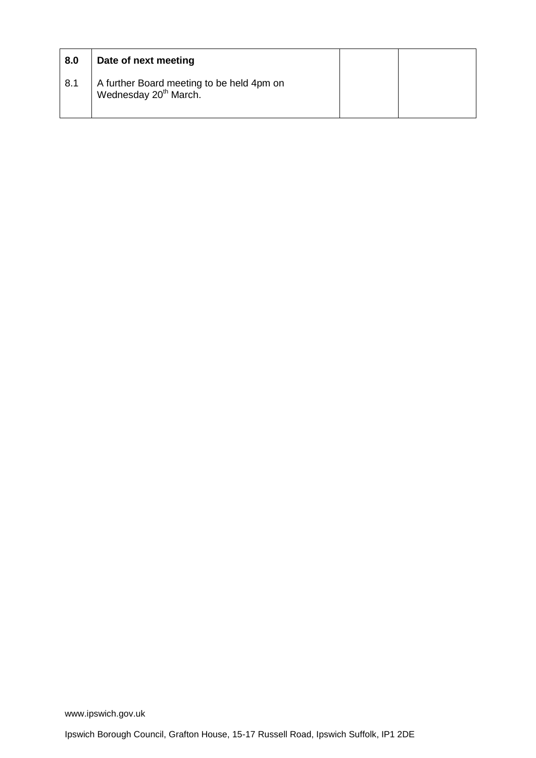| | | | |
|---|---|---|---|
| **8.0** | **Date of next meeting** | | |
| 8.1 | A further Board meeting to be held 4pm on Wednesday 20th March. | | |

www.ipswich.gov.uk

Ipswich Borough Council, Grafton House, 15-17 Russell Road, Ipswich Suffolk, IP1 2DE